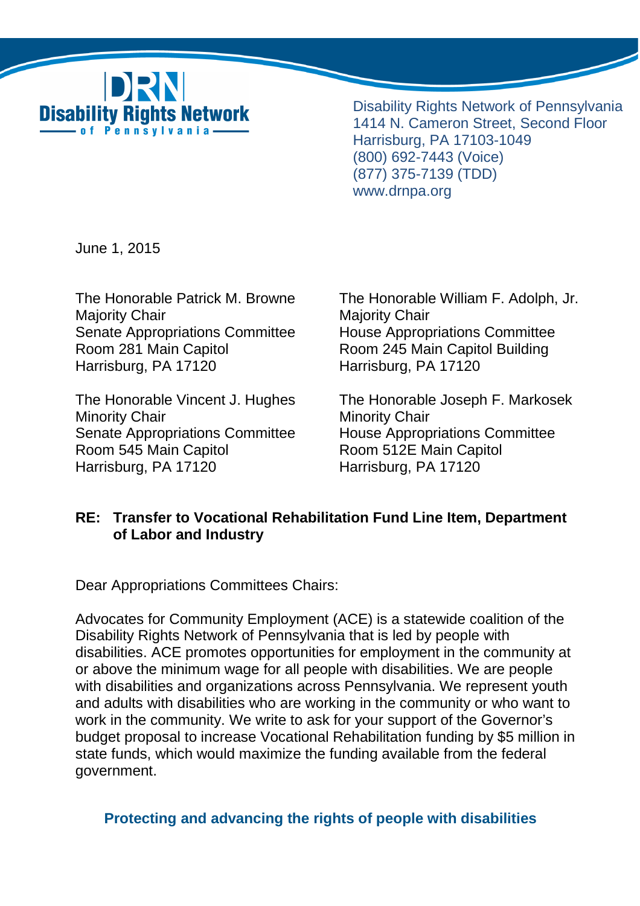**Disability Rights Network of Pennsylvania**

Disability Rights Network of Pennsylvania
1414 N. Cameron Street, Second Floor
Harrisburg, PA 17103-1049
(800) 692-7443 (Voice)
(877) 375-7139 (TDD)
www.drnpa.org

June 1, 2015

The Honorable Patrick M. Browne
Majority Chair
Senate Appropriations Committee
Room 281 Main Capitol
Harrisburg, PA 17120

The Honorable William F. Adolph, Jr.
Majority Chair
House Appropriations Committee
Room 245 Main Capitol Building
Harrisburg, PA 17120

The Honorable Vincent J. Hughes
Minority Chair
Senate Appropriations Committee
Room 545 Main Capitol
Harrisburg, PA 17120

The Honorable Joseph F. Markosek
Minority Chair
House Appropriations Committee
Room 512E Main Capitol
Harrisburg, PA 17120

**RE: Transfer to Vocational Rehabilitation Fund Line Item, Department of Labor and Industry**

Dear Appropriations Committees Chairs:

Advocates for Community Employment (ACE) is a statewide coalition of the Disability Rights Network of Pennsylvania that is led by people with disabilities. ACE promotes opportunities for employment in the community at or above the minimum wage for all people with disabilities. We are people with disabilities and organizations across Pennsylvania. We represent youth and adults with disabilities who are working in the community or who want to work in the community. We write to ask for your support of the Governor's budget proposal to increase Vocational Rehabilitation funding by $5 million in state funds, which would maximize the funding available from the federal government.

**Protecting and advancing the rights of people with disabilities**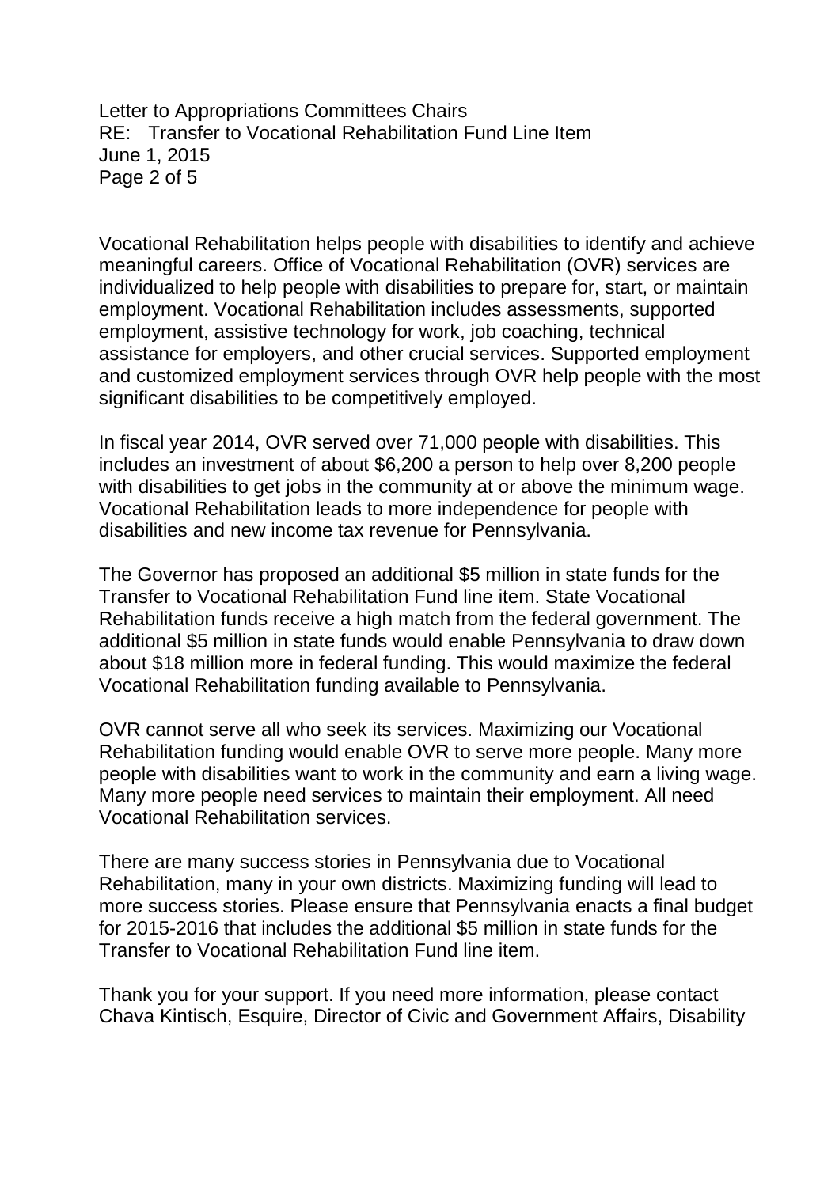Vocational Rehabilitation helps people with disabilities to identify and achieve meaningful careers. Office of Vocational Rehabilitation (OVR) services are individualized to help people with disabilities to prepare for, start, or maintain employment. Vocational Rehabilitation includes assessments, supported employment, assistive technology for work, job coaching, technical assistance for employers, and other crucial services. Supported employment and customized employment services through OVR help people with the most significant disabilities to be competitively employed.

In fiscal year 2014, OVR served over 71,000 people with disabilities. This includes an investment of about $6,200 a person to help over 8,200 people with disabilities to get jobs in the community at or above the minimum wage. Vocational Rehabilitation leads to more independence for people with disabilities and new income tax revenue for Pennsylvania.

The Governor has proposed an additional $5 million in state funds for the Transfer to Vocational Rehabilitation Fund line item. State Vocational Rehabilitation funds receive a high match from the federal government. The additional $5 million in state funds would enable Pennsylvania to draw down about $18 million more in federal funding. This would maximize the federal Vocational Rehabilitation funding available to Pennsylvania.

OVR cannot serve all who seek its services. Maximizing our Vocational Rehabilitation funding would enable OVR to serve more people. Many more people with disabilities want to work in the community and earn a living wage. Many more people need services to maintain their employment. All need Vocational Rehabilitation services.

There are many success stories in Pennsylvania due to Vocational Rehabilitation, many in your own districts. Maximizing funding will lead to more success stories. Please ensure that Pennsylvania enacts a final budget for 2015-2016 that includes the additional $5 million in state funds for the Transfer to Vocational Rehabilitation Fund line item.

Thank you for your support. If you need more information, please contact Chava Kintisch, Esquire, Director of Civic and Government Affairs, Disability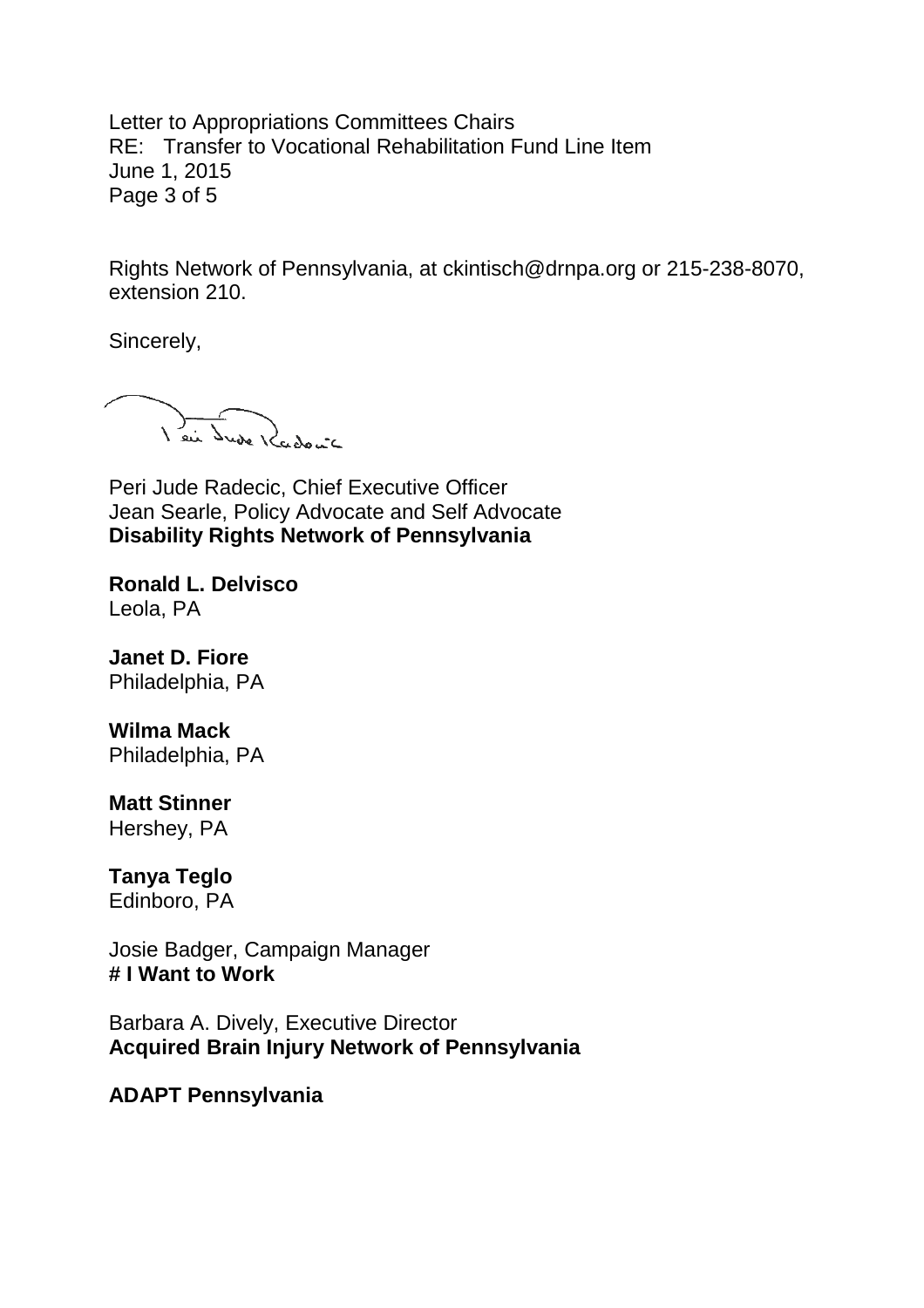Rights Network of Pennsylvania, at ckintisch@drnpa.org or 215-238-8070, extension 210.

Sincerely,

Peri Jude Radecic, Chief Executive Officer
Jean Searle, Policy Advocate and Self Advocate
**Disability Rights Network of Pennsylvania**

**Ronald L. Delvisco**
Leola, PA

**Janet D. Fiore**
Philadelphia, PA

**Wilma Mack**
Philadelphia, PA

**Matt Stinner**
Hershey, PA

**Tanya Teglo**
Edinboro, PA

Josie Badger, Campaign Manager
**# I Want to Work**

Barbara A. Dively, Executive Director
**Acquired Brain Injury Network of Pennsylvania**

**ADAPT Pennsylvania**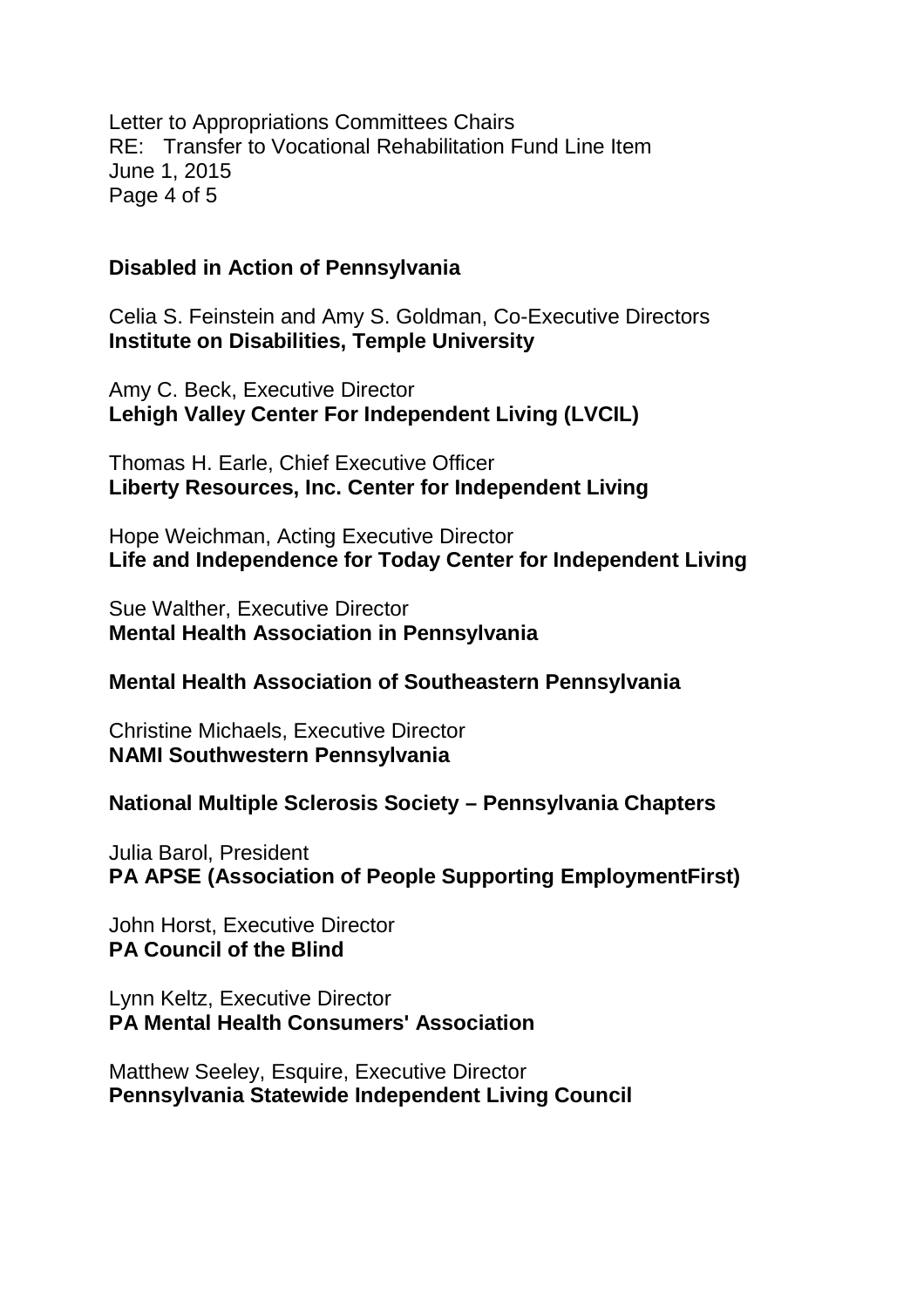**Disabled in Action of Pennsylvania**

Celia S. Feinstein and Amy S. Goldman, Co-Executive Directors
**Institute on Disabilities, Temple University**

Amy C. Beck, Executive Director
**Lehigh Valley Center For Independent Living (LVCIL)**

Thomas H. Earle, Chief Executive Officer
**Liberty Resources, Inc. Center for Independent Living**

Hope Weichman, Acting Executive Director
**Life and Independence for Today Center for Independent Living**

Sue Walther, Executive Director
**Mental Health Association in Pennsylvania**

**Mental Health Association of Southeastern Pennsylvania**

Christine Michaels, Executive Director
**NAMI Southwestern Pennsylvania**

**National Multiple Sclerosis Society – Pennsylvania Chapters**

Julia Barol, President
**PA APSE (Association of People Supporting EmploymentFirst)**

John Horst, Executive Director
**PA Council of the Blind**

Lynn Keltz, Executive Director
**PA Mental Health Consumers' Association**

Matthew Seeley, Esquire, Executive Director
**Pennsylvania Statewide Independent Living Council**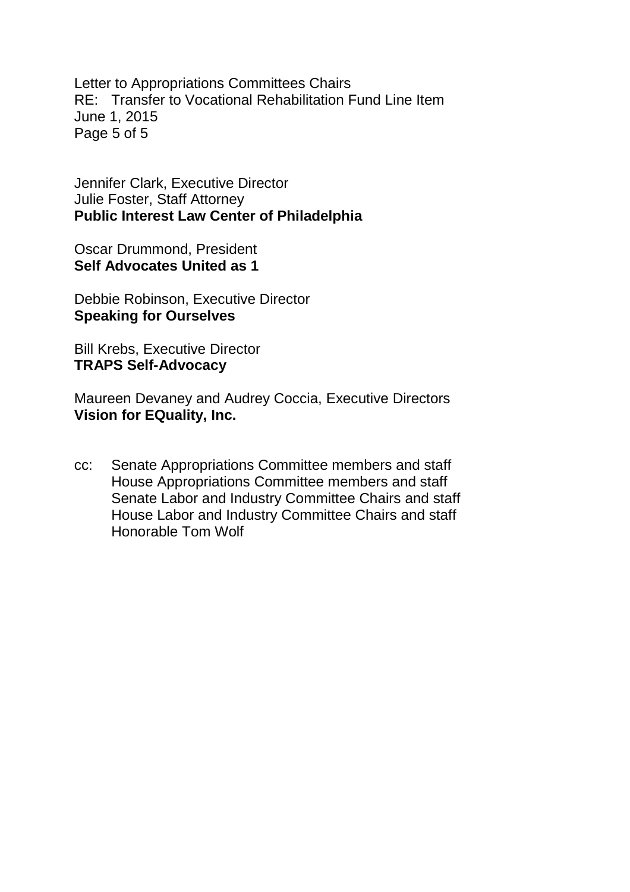Jennifer Clark, Executive Director
Julie Foster, Staff Attorney
**Public Interest Law Center of Philadelphia**

Oscar Drummond, President
**Self Advocates United as 1**

Debbie Robinson, Executive Director
**Speaking for Ourselves**

Bill Krebs, Executive Director
**TRAPS Self-Advocacy**

Maureen Devaney and Audrey Coccia, Executive Directors
**Vision for EQuality, Inc.**

cc: Senate Appropriations Committee members and staff
House Appropriations Committee members and staff
Senate Labor and Industry Committee Chairs and staff
House Labor and Industry Committee Chairs and staff
Honorable Tom Wolf